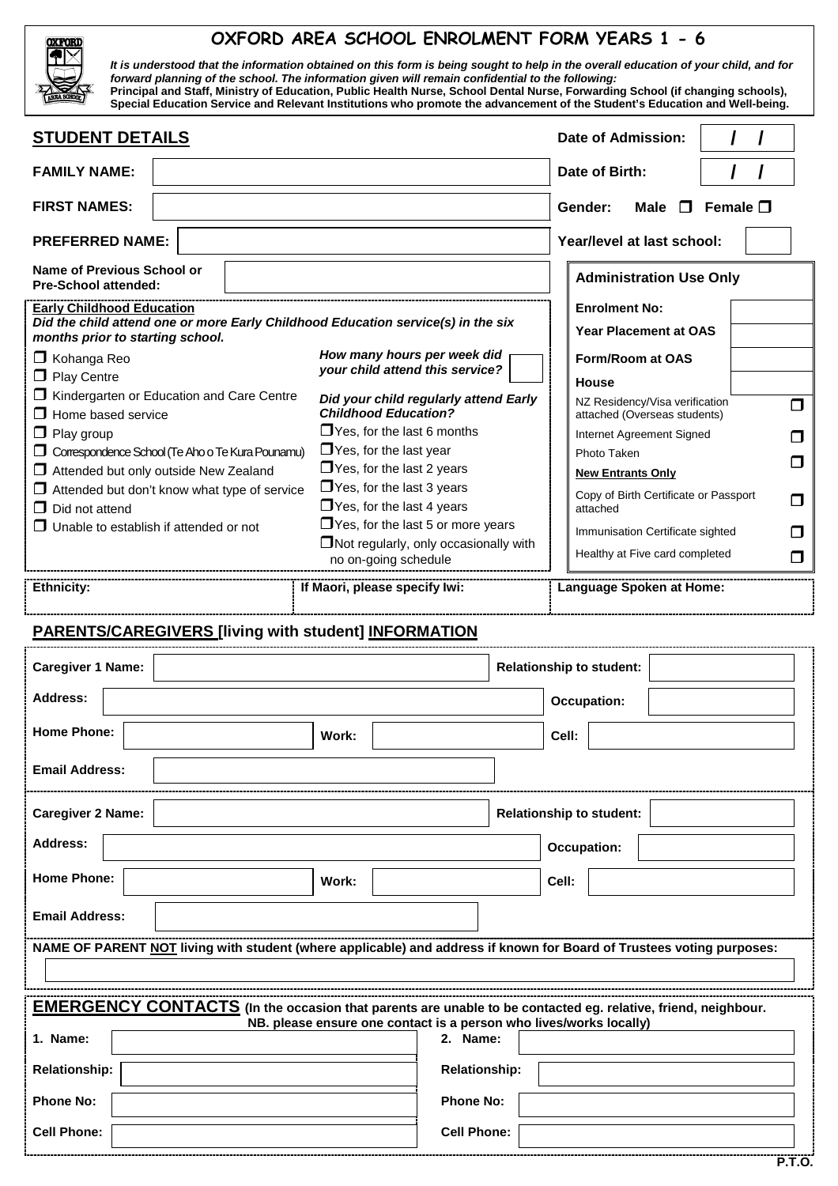# OXFORD AREA SCHOOL ENROLMENT FORM YEARS 1 - 6

***It is understood that the information obtained on this form is being sought to help in the overall education of your child, and for forward planning of the school. The information given will remain confidential to the following:***
**Principal and Staff, Ministry of Education, Public Health Nurse, School Dental Nurse, Forwarding School (if changing schools), Special Education Service and Relevant Institutions who promote the advancement of the Student's Education and Well-being.**

## STUDENT DETAILS

**Date of Admission:** / /

**FAMILY NAME:**

**Date of Birth:** / /

**FIRST NAMES:**

**Gender:** Male ❒ Female ❒

**PREFERRED NAME:**

**Year/level at last school:**

**Name of Previous School or Pre-School attended:**

**Administration Use Only**

| | |
|---|---|
| **Enrolment No:** | |
| **Year Placement at OAS** | |
| **Form/Room at OAS** | |
| **House** | |
| NZ Residency/Visa verification attached (Overseas students) | ❒ |
| Internet Agreement Signed | ❒ |
| Photo Taken | ❒ |
| **New Entrants Only** | |
| Copy of Birth Certificate or Passport attached | ❒ |
| Immunisation Certificate sighted | ❒ |
| Healthy at Five card completed | ❒ |

**Early Childhood Education**
***Did the child attend one or more Early Childhood Education service(s) in the six months prior to starting school.***

- ❒ Kohanga Reo
- ❒ Play Centre
- ❒ Kindergarten or Education and Care Centre
- ❒ Home based service
- ❒ Play group
- ❒ Correspondence School (Te Aho o Te Kura Pounamu)
- ❒ Attended but only outside New Zealand
- ❒ Attended but don't know what type of service
- ❒ Did not attend
- ❒ Unable to establish if attended or not

***How many hours per week did your child attend this service?***

***Did your child regularly attend Early Childhood Education?***

- ❒ Yes, for the last 6 months
- ❒ Yes, for the last year
- ❒ Yes, for the last 2 years
- ❒ Yes, for the last 3 years
- ❒ Yes, for the last 4 years
- ❒ Yes, for the last 5 or more years
- ❒ Not regularly, only occasionally with no on-going schedule

**Ethnicity:** | **If Maori, please specify Iwi:** | **Language Spoken at Home:**

## PARENTS/CAREGIVERS [living with student] INFORMATION

**Caregiver 1 Name:** | **Relationship to student:**

**Address:** | **Occupation:**

**Home Phone:** | **Work:** | **Cell:**

**Email Address:**

**Caregiver 2 Name:** | **Relationship to student:**

**Address:** | **Occupation:**

**Home Phone:** | **Work:** | **Cell:**

**Email Address:**

**NAME OF PARENT NOT living with student (where applicable) and address if known for Board of Trustees voting purposes:**

## EMERGENCY CONTACTS (In the occasion that parents are unable to be contacted eg. relative, friend, neighbour. NB. please ensure one contact is a person who lives/works locally)

| | | | |
|---|---|---|---|
| **1. Name:** | | **2. Name:** | |
| **Relationship:** | | **Relationship:** | |
| **Phone No:** | | **Phone No:** | |
| **Cell Phone:** | | **Cell Phone:** | |

**P.T.O.**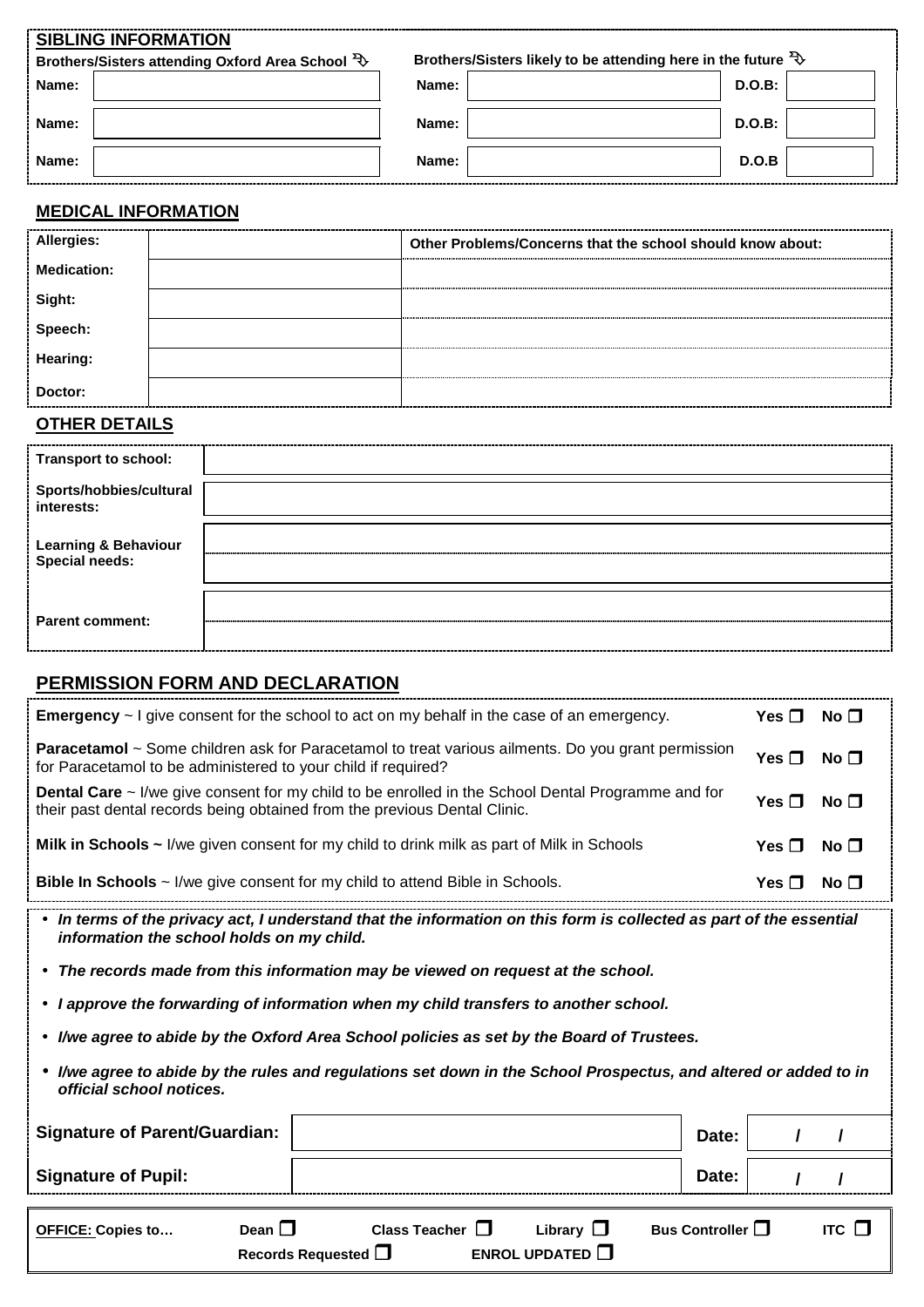## SIBLING INFORMATION

| Brothers/Sisters attending Oxford Area School ⮷ | | Brothers/Sisters likely to be attending here in the future ⮷ | | | |
|---|---|---|---|---|---|
| Name: | | Name: | | D.O.B: | |
| Name: | | Name: | | D.O.B: | |
| Name: | | Name: | | D.O.B | |

## MEDICAL INFORMATION

| | | |
|---|---|---|
| Allergies: | | Other Problems/Concerns that the school should know about: |
| Medication: | | |
| Sight: | | |
| Speech: | | |
| Hearing: | | |
| Doctor: | | |

## OTHER DETAILS

| | |
|---|---|
| Transport to school: | |
| Sports/hobbies/cultural interests: | |
| Learning & Behaviour Special needs: | |
| | |
| Parent comment: | |
| | |

## PERMISSION FORM AND DECLARATION

| | | |
|---|---|---|
| **Emergency** ~ I give consent for the school to act on my behalf in the case of an emergency. | Yes ☐ | No ☐ |
| **Paracetamol** ~ Some children ask for Paracetamol to treat various ailments. Do you grant permission for Paracetamol to be administered to your child if required? | Yes ☐ | No ☐ |
| **Dental Care** ~ I/we give consent for my child to be enrolled in the School Dental Programme and for their past dental records being obtained from the previous Dental Clinic. | Yes ☐ | No ☐ |
| **Milk in Schools ~** I/we given consent for my child to drink milk as part of Milk in Schools | Yes ☐ | No ☐ |
| **Bible In Schools** ~ I/we give consent for my child to attend Bible in Schools. | Yes ☐ | No ☐ |

- ***In terms of the privacy act, I understand that the information on this form is collected as part of the essential information the school holds on my child.***
- ***The records made from this information may be viewed on request at the school.***
- ***I approve the forwarding of information when my child transfers to another school.***
- ***I/we agree to abide by the Oxford Area School policies as set by the Board of Trustees.***
- ***I/we agree to abide by the rules and regulations set down in the School Prospectus, and altered or added to in official school notices.***

| | | | |
|---|---|---|---|
| **Signature of Parent/Guardian:** | | **Date:** | / / |
| **Signature of Pupil:** | | **Date:** | / / |

**OFFICE: Copies to…** Dean ☐ Class Teacher ☐ Library ☐ Bus Controller ☐ ITC ☐
Records Requested ☐ ENROL UPDATED ☐